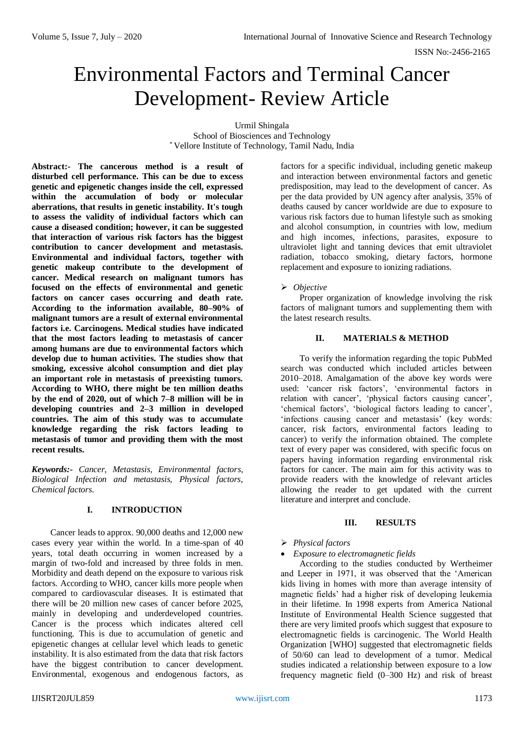# Environmental Factors and Terminal Cancer Development- Review Article

Urmil Shingala
School of Biosciences and Technology
*Vellore Institute of Technology, Tamil Nadu, India

**Abstract:- The cancerous method is a result of disturbed cell performance. This can be due to excess genetic and epigenetic changes inside the cell, expressed within the accumulation of body or molecular aberrations, that results in genetic instability. It's tough to assess the validity of individual factors which can cause a diseased condition; however, it can be suggested that interaction of various risk factors has the biggest contribution to cancer development and metastasis. Environmental and individual factors, together with genetic makeup contribute to the development of cancer. Medical research on malignant tumors has focused on the effects of environmental and genetic factors on cancer cases occurring and death rate. According to the information available, 80–90% of malignant tumors are a result of external environmental factors i.e. Carcinogens. Medical studies have indicated that the most factors leading to metastasis of cancer among humans are due to environmental factors which develop due to human activities. The studies show that smoking, excessive alcohol consumption and diet play an important role in metastasis of preexisting tumors. According to WHO, there might be ten million deaths by the end of 2020, out of which 7–8 million will be in developing countries and 2–3 million in developed countries. The aim of this study was to accumulate knowledge regarding the risk factors leading to metastasis of tumor and providing them with the most recent results.**

***Keywords:-*** *Cancer, Metastasis, Environmental factors, Biological Infection and metastasis, Physical factors, Chemical factors.*

## I. INTRODUCTION

Cancer leads to approx. 90,000 deaths and 12,000 new cases every year within the world. In a time-span of 40 years, total death occurring in women increased by a margin of two-fold and increased by three folds in men. Morbidity and death depend on the exposure to various risk factors. According to WHO, cancer kills more people when compared to cardiovascular diseases. It is estimated that there will be 20 million new cases of cancer before 2025, mainly in developing and underdeveloped countries. Cancer is the process which indicates altered cell functioning. This is due to accumulation of genetic and epigenetic changes at cellular level which leads to genetic instability. It is also estimated from the data that risk factors have the biggest contribution to cancer development. Environmental, exogenous and endogenous factors, as factors for a specific individual, including genetic makeup and interaction between environmental factors and genetic predisposition, may lead to the development of cancer. As per the data provided by UN agency after analysis, 35% of deaths caused by cancer worldwide are due to exposure to various risk factors due to human lifestyle such as smoking and alcohol consumption, in countries with low, medium and high incomes, infections, parasites, exposure to ultraviolet light and tanning devices that emit ultraviolet radiation, tobacco smoking, dietary factors, hormone replacement and exposure to ionizing radiations.

- *Objective*

Proper organization of knowledge involving the risk factors of malignant tumors and supplementing them with the latest research results.

## II. MATERIALS & METHOD

To verify the information regarding the topic PubMed search was conducted which included articles between 2010–2018. Amalgamation of the above key words were used: 'cancer risk factors', 'environmental factors in relation with cancer', 'physical factors causing cancer', 'chemical factors', 'biological factors leading to cancer', 'infections causing cancer and metastasis' (key words: cancer, risk factors, environmental factors leading to cancer) to verify the information obtained. The complete text of every paper was considered, with specific focus on papers having information regarding environmental risk factors for cancer. The main aim for this activity was to provide readers with the knowledge of relevant articles allowing the reader to get updated with the current literature and interpret and conclude.

## III. RESULTS

- *Physical factors*
- *Exposure to electromagnetic fields*

According to the studies conducted by Wertheimer and Leeper in 1971, it was observed that the 'American kids living in homes with more than average intensity of magnetic fields' had a higher risk of developing leukemia in their lifetime. In 1998 experts from America National Institute of Environmental Health Science suggested that there are very limited proofs which suggest that exposure to electromagnetic fields is carcinogenic. The World Health Organization [WHO] suggested that electromagnetic fields of 50/60 can lead to development of a tumor. Medical studies indicated a relationship between exposure to a low frequency magnetic field (0–300 Hz) and risk of breast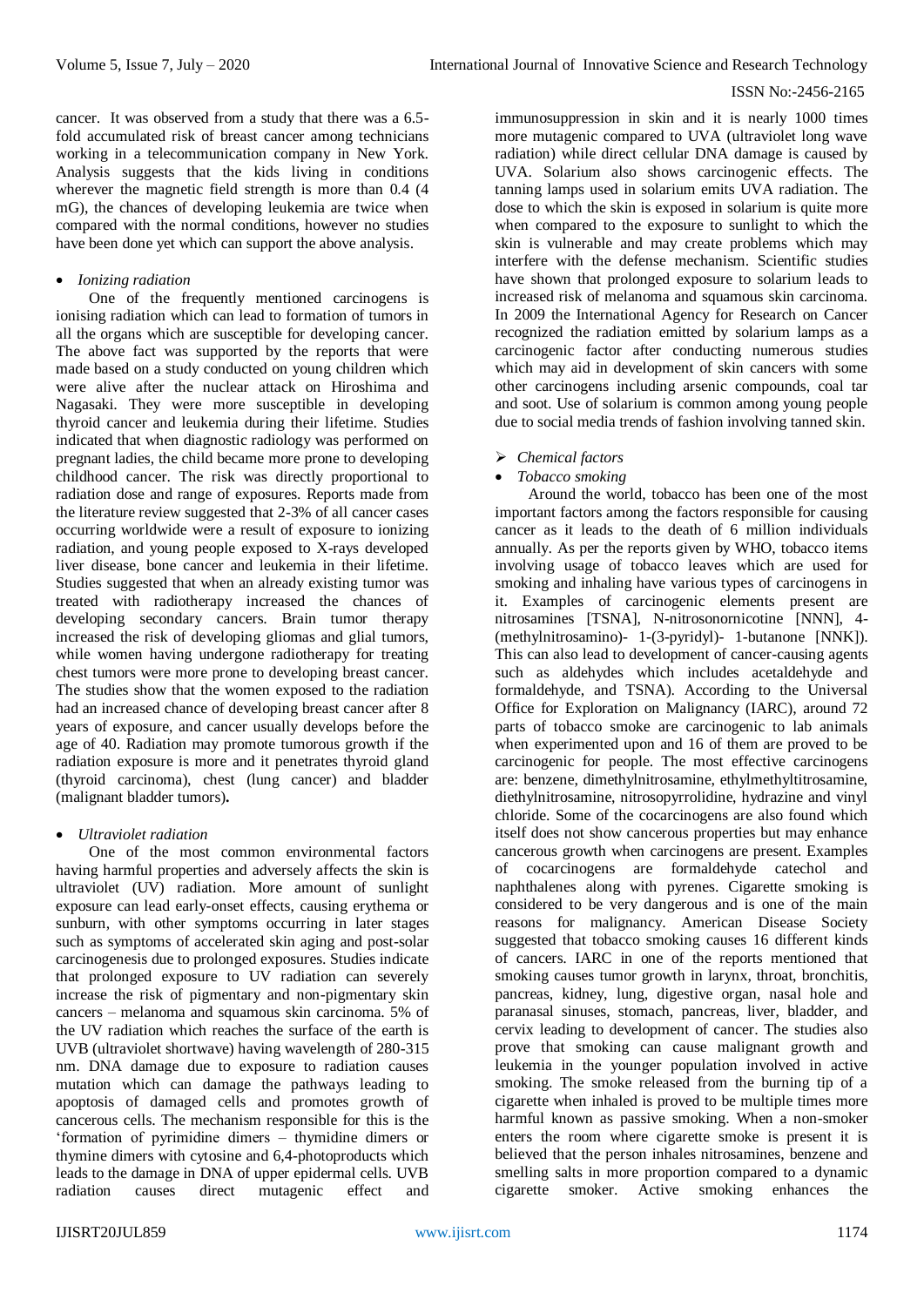cancer. It was observed from a study that there was a 6.5-fold accumulated risk of breast cancer among technicians working in a telecommunication company in New York. Analysis suggests that the kids living in conditions wherever the magnetic field strength is more than 0.4 (4 mG), the chances of developing leukemia are twice when compared with the normal conditions, however no studies have been done yet which can support the above analysis.

- *Ionizing radiation*

One of the frequently mentioned carcinogens is ionising radiation which can lead to formation of tumors in all the organs which are susceptible for developing cancer. The above fact was supported by the reports that were made based on a study conducted on young children which were alive after the nuclear attack on Hiroshima and Nagasaki. They were more susceptible in developing thyroid cancer and leukemia during their lifetime. Studies indicated that when diagnostic radiology was performed on pregnant ladies, the child became more prone to developing childhood cancer. The risk was directly proportional to radiation dose and range of exposures. Reports made from the literature review suggested that 2-3% of all cancer cases occurring worldwide were a result of exposure to ionizing radiation, and young people exposed to X-rays developed liver disease, bone cancer and leukemia in their lifetime. Studies suggested that when an already existing tumor was treated with radiotherapy increased the chances of developing secondary cancers. Brain tumor therapy increased the risk of developing gliomas and glial tumors, while women having undergone radiotherapy for treating chest tumors were more prone to developing breast cancer. The studies show that the women exposed to the radiation had an increased chance of developing breast cancer after 8 years of exposure, and cancer usually develops before the age of 40. Radiation may promote tumorous growth if the radiation exposure is more and it penetrates thyroid gland (thyroid carcinoma), chest (lung cancer) and bladder (malignant bladder tumors).

- *Ultraviolet radiation*

One of the most common environmental factors having harmful properties and adversely affects the skin is ultraviolet (UV) radiation. More amount of sunlight exposure can lead early-onset effects, causing erythema or sunburn, with other symptoms occurring in later stages such as symptoms of accelerated skin aging and post-solar carcinogenesis due to prolonged exposures. Studies indicate that prolonged exposure to UV radiation can severely increase the risk of pigmentary and non-pigmentary skin cancers – melanoma and squamous skin carcinoma. 5% of the UV radiation which reaches the surface of the earth is UVB (ultraviolet shortwave) having wavelength of 280-315 nm. DNA damage due to exposure to radiation causes mutation which can damage the pathways leading to apoptosis of damaged cells and promotes growth of cancerous cells. The mechanism responsible for this is the 'formation of pyrimidine dimers – thymidine dimers or thymine dimers with cytosine and 6,4-photoproducts which leads to the damage in DNA of upper epidermal cells. UVB radiation causes direct mutagenic effect and immunosuppression in skin and it is nearly 1000 times more mutagenic compared to UVA (ultraviolet long wave radiation) while direct cellular DNA damage is caused by UVA. Solarium also shows carcinogenic effects. The tanning lamps used in solarium emits UVA radiation. The dose to which the skin is exposed in solarium is quite more when compared to the exposure to sunlight to which the skin is vulnerable and may create problems which may interfere with the defense mechanism. Scientific studies have shown that prolonged exposure to solarium leads to increased risk of melanoma and squamous skin carcinoma. In 2009 the International Agency for Research on Cancer recognized the radiation emitted by solarium lamps as a carcinogenic factor after conducting numerous studies which may aid in development of skin cancers with some other carcinogens including arsenic compounds, coal tar and soot. Use of solarium is common among young people due to social media trends of fashion involving tanned skin.

- *Chemical factors*
- *Tobacco smoking*

Around the world, tobacco has been one of the most important factors among the factors responsible for causing cancer as it leads to the death of 6 million individuals annually. As per the reports given by WHO, tobacco items involving usage of tobacco leaves which are used for smoking and inhaling have various types of carcinogens in it. Examples of carcinogenic elements present are nitrosamines [TSNA], N-nitrosonornicotine [NNN], 4-(methylnitrosamino)- 1-(3-pyridyl)- 1-butanone [NNK]). This can also lead to development of cancer-causing agents such as aldehydes which includes acetaldehyde and formaldehyde, and TSNA). According to the Universal Office for Exploration on Malignancy (IARC), around 72 parts of tobacco smoke are carcinogenic to lab animals when experimented upon and 16 of them are proved to be carcinogenic for people. The most effective carcinogens are: benzene, dimethylnitrosamine, ethylmethyltitrosamine, diethylnitrosamine, nitrosopyrrolidine, hydrazine and vinyl chloride. Some of the cocarcinogens are also found which itself does not show cancerous properties but may enhance cancerous growth when carcinogens are present. Examples of cocarcinogens are formaldehyde catechol and naphthalenes along with pyrenes. Cigarette smoking is considered to be very dangerous and is one of the main reasons for malignancy. American Disease Society suggested that tobacco smoking causes 16 different kinds of cancers. IARC in one of the reports mentioned that smoking causes tumor growth in larynx, throat, bronchitis, pancreas, kidney, lung, digestive organ, nasal hole and paranasal sinuses, stomach, pancreas, liver, bladder, and cervix leading to development of cancer. The studies also prove that smoking can cause malignant growth and leukemia in the younger population involved in active smoking. The smoke released from the burning tip of a cigarette when inhaled is proved to be multiple times more harmful known as passive smoking. When a non-smoker enters the room where cigarette smoke is present it is believed that the person inhales nitrosamines, benzene and smelling salts in more proportion compared to a dynamic cigarette smoker. Active smoking enhances the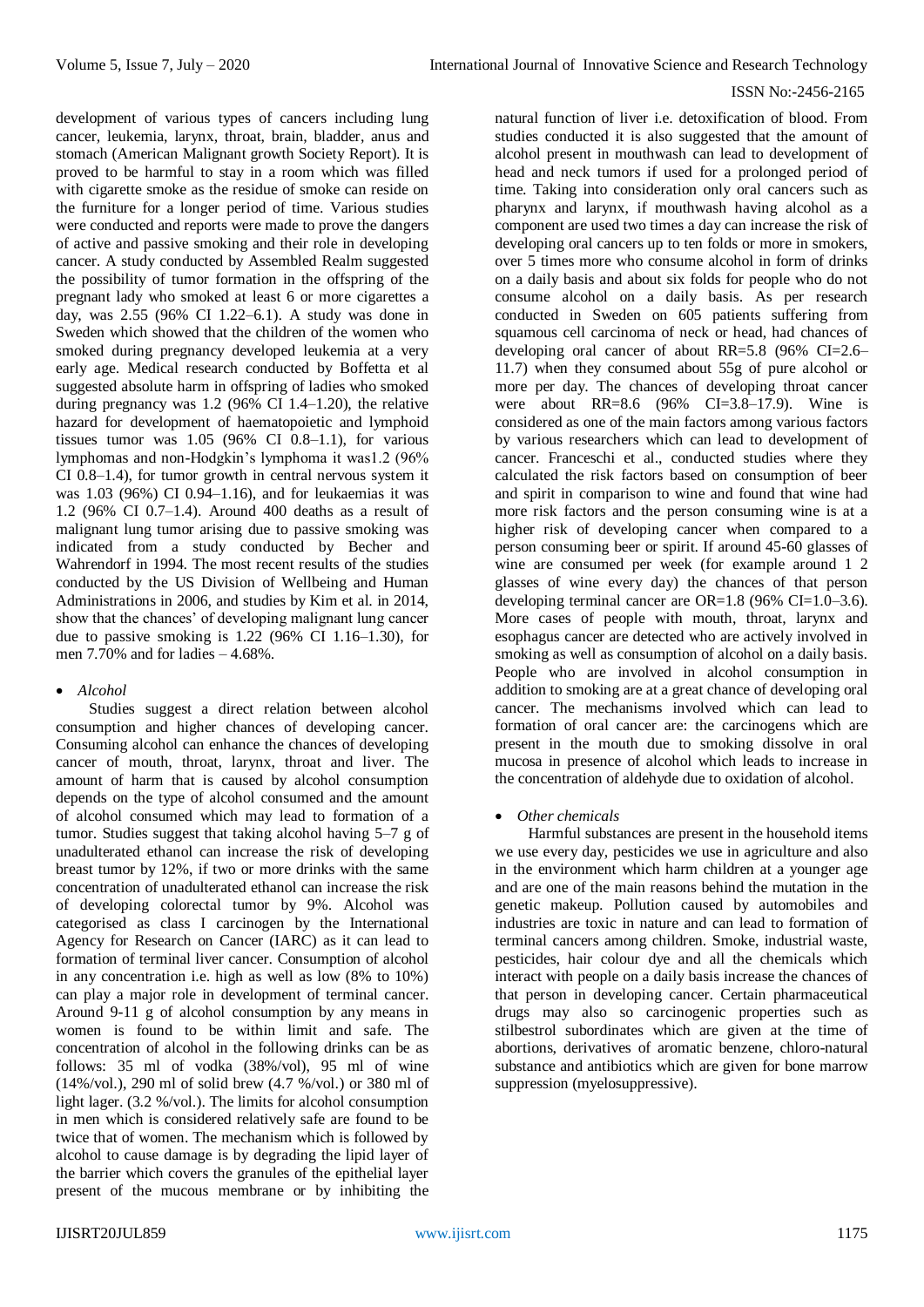development of various types of cancers including lung cancer, leukemia, larynx, throat, brain, bladder, anus and stomach (American Malignant growth Society Report). It is proved to be harmful to stay in a room which was filled with cigarette smoke as the residue of smoke can reside on the furniture for a longer period of time. Various studies were conducted and reports were made to prove the dangers of active and passive smoking and their role in developing cancer. A study conducted by Assembled Realm suggested the possibility of tumor formation in the offspring of the pregnant lady who smoked at least 6 or more cigarettes a day, was 2.55 (96% CI 1.22–6.1). A study was done in Sweden which showed that the children of the women who smoked during pregnancy developed leukemia at a very early age. Medical research conducted by Boffetta et al suggested absolute harm in offspring of ladies who smoked during pregnancy was 1.2 (96% CI 1.4–1.20), the relative hazard for development of haematopoietic and lymphoid tissues tumor was 1.05 (96% CI 0.8–1.1), for various lymphomas and non-Hodgkin's lymphoma it was1.2 (96% CI 0.8–1.4), for tumor growth in central nervous system it was 1.03 (96%) CI 0.94–1.16), and for leukaemias it was 1.2 (96% CI 0.7–1.4). Around 400 deaths as a result of malignant lung tumor arising due to passive smoking was indicated from a study conducted by Becher and Wahrendorf in 1994. The most recent results of the studies conducted by the US Division of Wellbeing and Human Administrations in 2006, and studies by Kim et al. in 2014, show that the chances' of developing malignant lung cancer due to passive smoking is 1.22 (96% CI 1.16–1.30), for men 7.70% and for ladies – 4.68%.

- *Alcohol*

Studies suggest a direct relation between alcohol consumption and higher chances of developing cancer. Consuming alcohol can enhance the chances of developing cancer of mouth, throat, larynx, throat and liver. The amount of harm that is caused by alcohol consumption depends on the type of alcohol consumed and the amount of alcohol consumed which may lead to formation of a tumor. Studies suggest that taking alcohol having 5–7 g of unadulterated ethanol can increase the risk of developing breast tumor by 12%, if two or more drinks with the same concentration of unadulterated ethanol can increase the risk of developing colorectal tumor by 9%. Alcohol was categorised as class I carcinogen by the International Agency for Research on Cancer (IARC) as it can lead to formation of terminal liver cancer. Consumption of alcohol in any concentration i.e. high as well as low (8% to 10%) can play a major role in development of terminal cancer. Around 9-11 g of alcohol consumption by any means in women is found to be within limit and safe. The concentration of alcohol in the following drinks can be as follows: 35 ml of vodka (38%/vol), 95 ml of wine (14%/vol.), 290 ml of solid brew (4.7 %/vol.) or 380 ml of light lager. (3.2 %/vol.). The limits for alcohol consumption in men which is considered relatively safe are found to be twice that of women. The mechanism which is followed by alcohol to cause damage is by degrading the lipid layer of the barrier which covers the granules of the epithelial layer present of the mucous membrane or by inhibiting the natural function of liver i.e. detoxification of blood. From studies conducted it is also suggested that the amount of alcohol present in mouthwash can lead to development of head and neck tumors if used for a prolonged period of time. Taking into consideration only oral cancers such as pharynx and larynx, if mouthwash having alcohol as a component are used two times a day can increase the risk of developing oral cancers up to ten folds or more in smokers, over 5 times more who consume alcohol in form of drinks on a daily basis and about six folds for people who do not consume alcohol on a daily basis. As per research conducted in Sweden on 605 patients suffering from squamous cell carcinoma of neck or head, had chances of developing oral cancer of about RR=5.8 (96% CI=2.6–11.7) when they consumed about 55g of pure alcohol or more per day. The chances of developing throat cancer were about RR=8.6 (96% CI=3.8–17.9). Wine is considered as one of the main factors among various factors by various researchers which can lead to development of cancer. Franceschi et al., conducted studies where they calculated the risk factors based on consumption of beer and spirit in comparison to wine and found that wine had more risk factors and the person consuming wine is at a higher risk of developing cancer when compared to a person consuming beer or spirit. If around 45-60 glasses of wine are consumed per week (for example around 1 2 glasses of wine every day) the chances of that person developing terminal cancer are OR=1.8 (96% CI=1.0–3.6). More cases of people with mouth, throat, larynx and esophagus cancer are detected who are actively involved in smoking as well as consumption of alcohol on a daily basis. People who are involved in alcohol consumption in addition to smoking are at a great chance of developing oral cancer. The mechanisms involved which can lead to formation of oral cancer are: the carcinogens which are present in the mouth due to smoking dissolve in oral mucosa in presence of alcohol which leads to increase in the concentration of aldehyde due to oxidation of alcohol.

- *Other chemicals*

Harmful substances are present in the household items we use every day, pesticides we use in agriculture and also in the environment which harm children at a younger age and are one of the main reasons behind the mutation in the genetic makeup. Pollution caused by automobiles and industries are toxic in nature and can lead to formation of terminal cancers among children. Smoke, industrial waste, pesticides, hair colour dye and all the chemicals which interact with people on a daily basis increase the chances of that person in developing cancer. Certain pharmaceutical drugs may also so carcinogenic properties such as stilbestrol subordinates which are given at the time of abortions, derivatives of aromatic benzene, chloro-natural substance and antibiotics which are given for bone marrow suppression (myelosuppressive).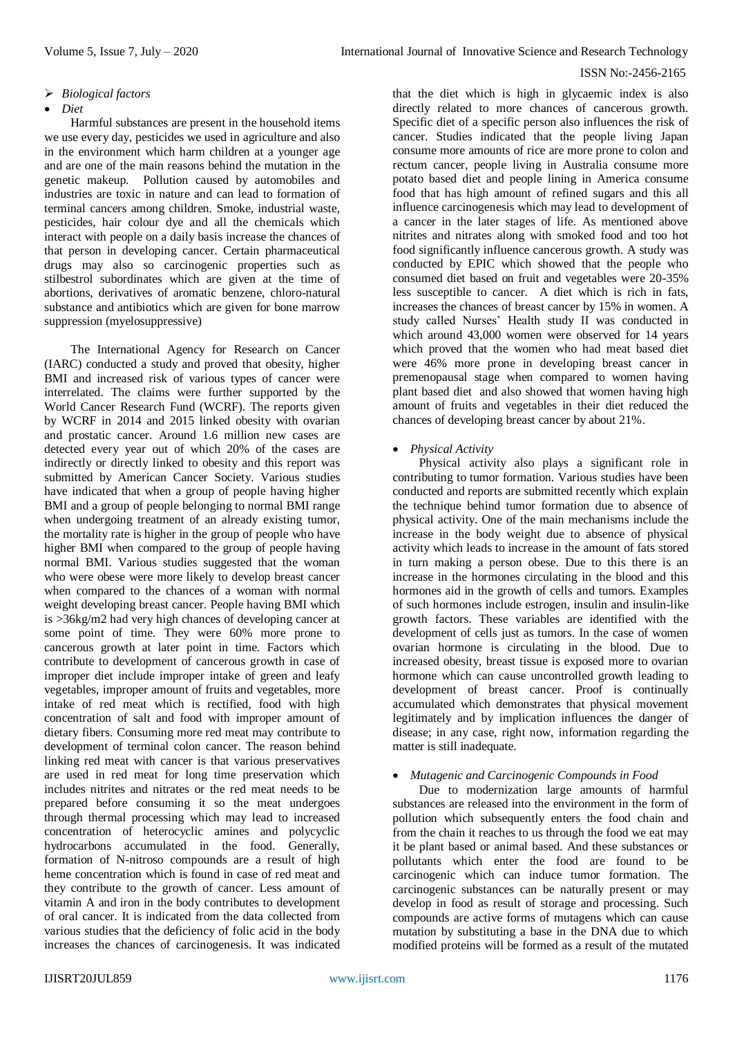- *Biological factors*
- *Diet*

Harmful substances are present in the household items we use every day, pesticides we used in agriculture and also in the environment which harm children at a younger age and are one of the main reasons behind the mutation in the genetic makeup. Pollution caused by automobiles and industries are toxic in nature and can lead to formation of terminal cancers among children. Smoke, industrial waste, pesticides, hair colour dye and all the chemicals which interact with people on a daily basis increase the chances of that person in developing cancer. Certain pharmaceutical drugs may also so carcinogenic properties such as stilbestrol subordinates which are given at the time of abortions, derivatives of aromatic benzene, chloro-natural substance and antibiotics which are given for bone marrow suppression (myelosuppressive)

The International Agency for Research on Cancer (IARC) conducted a study and proved that obesity, higher BMI and increased risk of various types of cancer were interrelated. The claims were further supported by the World Cancer Research Fund (WCRF). The reports given by WCRF in 2014 and 2015 linked obesity with ovarian and prostatic cancer. Around 1.6 million new cases are detected every year out of which 20% of the cases are indirectly or directly linked to obesity and this report was submitted by American Cancer Society. Various studies have indicated that when a group of people having higher BMI and a group of people belonging to normal BMI range when undergoing treatment of an already existing tumor, the mortality rate is higher in the group of people who have higher BMI when compared to the group of people having normal BMI. Various studies suggested that the woman who were obese were more likely to develop breast cancer when compared to the chances of a woman with normal weight developing breast cancer. People having BMI which is >36kg/m2 had very high chances of developing cancer at some point of time. They were 60% more prone to cancerous growth at later point in time. Factors which contribute to development of cancerous growth in case of improper diet include improper intake of green and leafy vegetables, improper amount of fruits and vegetables, more intake of red meat which is rectified, food with high concentration of salt and food with improper amount of dietary fibers. Consuming more red meat may contribute to development of terminal colon cancer. The reason behind linking red meat with cancer is that various preservatives are used in red meat for long time preservation which includes nitrites and nitrates or the red meat needs to be prepared before consuming it so the meat undergoes through thermal processing which may lead to increased concentration of heterocyclic amines and polycyclic hydrocarbons accumulated in the food. Generally, formation of N-nitroso compounds are a result of high heme concentration which is found in case of red meat and they contribute to the growth of cancer. Less amount of vitamin A and iron in the body contributes to development of oral cancer. It is indicated from the data collected from various studies that the deficiency of folic acid in the body increases the chances of carcinogenesis. It was indicated that the diet which is high in glycaemic index is also directly related to more chances of cancerous growth. Specific diet of a specific person also influences the risk of cancer. Studies indicated that the people living Japan consume more amounts of rice are more prone to colon and rectum cancer, people living in Australia consume more potato based diet and people lining in America consume food that has high amount of refined sugars and this all influence carcinogenesis which may lead to development of a cancer in the later stages of life. As mentioned above nitrites and nitrates along with smoked food and too hot food significantly influence cancerous growth. A study was conducted by EPIC which showed that the people who consumed diet based on fruit and vegetables were 20-35% less susceptible to cancer. A diet which is rich in fats, increases the chances of breast cancer by 15% in women. A study called Nurses' Health study II was conducted in which around 43,000 women were observed for 14 years which proved that the women who had meat based diet were 46% more prone in developing breast cancer in premenopausal stage when compared to women having plant based diet and also showed that women having high amount of fruits and vegetables in their diet reduced the chances of developing breast cancer by about 21%.

- *Physical Activity*

Physical activity also plays a significant role in contributing to tumor formation. Various studies have been conducted and reports are submitted recently which explain the technique behind tumor formation due to absence of physical activity. One of the main mechanisms include the increase in the body weight due to absence of physical activity which leads to increase in the amount of fats stored in turn making a person obese. Due to this there is an increase in the hormones circulating in the blood and this hormones aid in the growth of cells and tumors. Examples of such hormones include estrogen, insulin and insulin-like growth factors. These variables are identified with the development of cells just as tumors. In the case of women ovarian hormone is circulating in the blood. Due to increased obesity, breast tissue is exposed more to ovarian hormone which can cause uncontrolled growth leading to development of breast cancer. Proof is continually accumulated which demonstrates that physical movement legitimately and by implication influences the danger of disease; in any case, right now, information regarding the matter is still inadequate.

- *Mutagenic and Carcinogenic Compounds in Food*

Due to modernization large amounts of harmful substances are released into the environment in the form of pollution which subsequently enters the food chain and from the chain it reaches to us through the food we eat may it be plant based or animal based. And these substances or pollutants which enter the food are found to be carcinogenic which can induce tumor formation. The carcinogenic substances can be naturally present or may develop in food as result of storage and processing. Such compounds are active forms of mutagens which can cause mutation by substituting a base in the DNA due to which modified proteins will be formed as a result of the mutated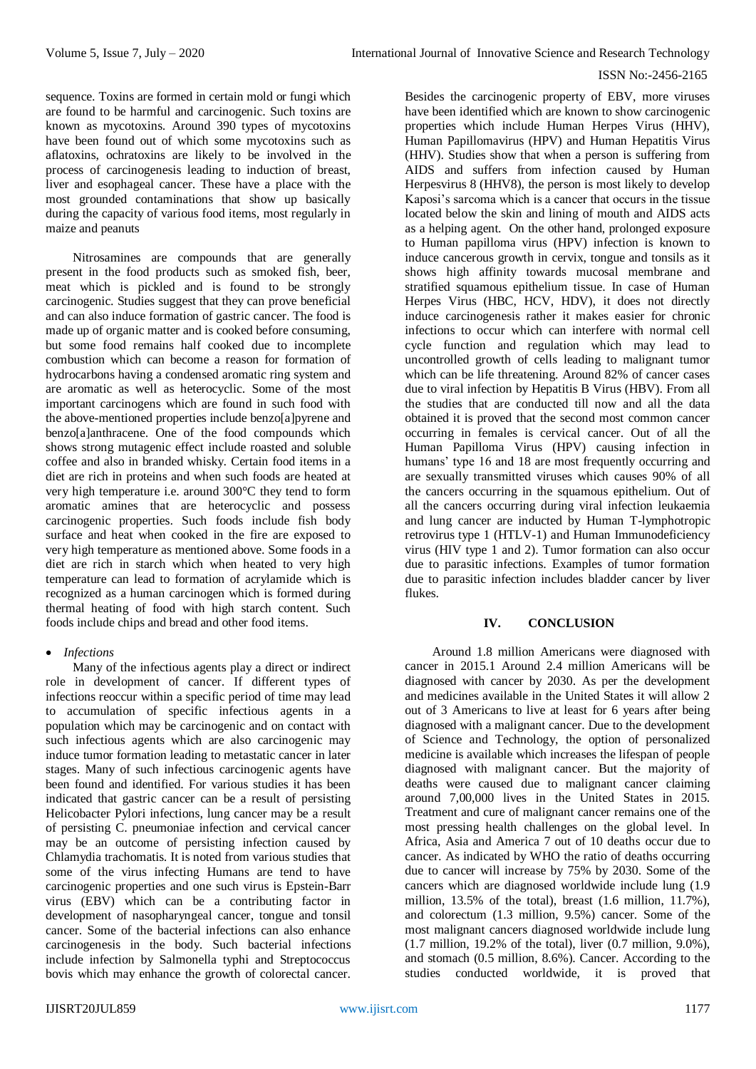sequence. Toxins are formed in certain mold or fungi which are found to be harmful and carcinogenic. Such toxins are known as mycotoxins. Around 390 types of mycotoxins have been found out of which some mycotoxins such as aflatoxins, ochratoxins are likely to be involved in the process of carcinogenesis leading to induction of breast, liver and esophageal cancer. These have a place with the most grounded contaminations that show up basically during the capacity of various food items, most regularly in maize and peanuts

Nitrosamines are compounds that are generally present in the food products such as smoked fish, beer, meat which is pickled and is found to be strongly carcinogenic. Studies suggest that they can prove beneficial and can also induce formation of gastric cancer. The food is made up of organic matter and is cooked before consuming, but some food remains half cooked due to incomplete combustion which can become a reason for formation of hydrocarbons having a condensed aromatic ring system and are aromatic as well as heterocyclic. Some of the most important carcinogens which are found in such food with the above-mentioned properties include benzo[a]pyrene and benzo[a]anthracene. One of the food compounds which shows strong mutagenic effect include roasted and soluble coffee and also in branded whisky. Certain food items in a diet are rich in proteins and when such foods are heated at very high temperature i.e. around 300°C they tend to form aromatic amines that are heterocyclic and possess carcinogenic properties. Such foods include fish body surface and heat when cooked in the fire are exposed to very high temperature as mentioned above. Some foods in a diet are rich in starch which when heated to very high temperature can lead to formation of acrylamide which is recognized as a human carcinogen which is formed during thermal heating of food with high starch content. Such foods include chips and bread and other food items.

- *Infections*

Many of the infectious agents play a direct or indirect role in development of cancer. If different types of infections reoccur within a specific period of time may lead to accumulation of specific infectious agents in a population which may be carcinogenic and on contact with such infectious agents which are also carcinogenic may induce tumor formation leading to metastatic cancer in later stages. Many of such infectious carcinogenic agents have been found and identified. For various studies it has been indicated that gastric cancer can be a result of persisting Helicobacter Pylori infections, lung cancer may be a result of persisting C. pneumoniae infection and cervical cancer may be an outcome of persisting infection caused by Chlamydia trachomatis. It is noted from various studies that some of the virus infecting Humans are tend to have carcinogenic properties and one such virus is Epstein-Barr virus (EBV) which can be a contributing factor in development of nasopharyngeal cancer, tongue and tonsil cancer. Some of the bacterial infections can also enhance carcinogenesis in the body. Such bacterial infections include infection by Salmonella typhi and Streptococcus bovis which may enhance the growth of colorectal cancer. Besides the carcinogenic property of EBV, more viruses have been identified which are known to show carcinogenic properties which include Human Herpes Virus (HHV), Human Papillomavirus (HPV) and Human Hepatitis Virus (HHV). Studies show that when a person is suffering from AIDS and suffers from infection caused by Human Herpesvirus 8 (HHV8), the person is most likely to develop Kaposi's sarcoma which is a cancer that occurs in the tissue located below the skin and lining of mouth and AIDS acts as a helping agent. On the other hand, prolonged exposure to Human papilloma virus (HPV) infection is known to induce cancerous growth in cervix, tongue and tonsils as it shows high affinity towards mucosal membrane and stratified squamous epithelium tissue. In case of Human Herpes Virus (HBC, HCV, HDV), it does not directly induce carcinogenesis rather it makes easier for chronic infections to occur which can interfere with normal cell cycle function and regulation which may lead to uncontrolled growth of cells leading to malignant tumor which can be life threatening. Around 82% of cancer cases due to viral infection by Hepatitis B Virus (HBV). From all the studies that are conducted till now and all the data obtained it is proved that the second most common cancer occurring in females is cervical cancer. Out of all the Human Papilloma Virus (HPV) causing infection in humans' type 16 and 18 are most frequently occurring and are sexually transmitted viruses which causes 90% of all the cancers occurring in the squamous epithelium. Out of all the cancers occurring during viral infection leukaemia and lung cancer are inducted by Human T-lymphotropic retrovirus type 1 (HTLV-1) and Human Immunodeficiency virus (HIV type 1 and 2). Tumor formation can also occur due to parasitic infections. Examples of tumor formation due to parasitic infection includes bladder cancer by liver flukes.

## IV. CONCLUSION

Around 1.8 million Americans were diagnosed with cancer in 2015.1 Around 2.4 million Americans will be diagnosed with cancer by 2030. As per the development and medicines available in the United States it will allow 2 out of 3 Americans to live at least for 6 years after being diagnosed with a malignant cancer. Due to the development of Science and Technology, the option of personalized medicine is available which increases the lifespan of people diagnosed with malignant cancer. But the majority of deaths were caused due to malignant cancer claiming around 7,00,000 lives in the United States in 2015. Treatment and cure of malignant cancer remains one of the most pressing health challenges on the global level. In Africa, Asia and America 7 out of 10 deaths occur due to cancer. As indicated by WHO the ratio of deaths occurring due to cancer will increase by 75% by 2030. Some of the cancers which are diagnosed worldwide include lung (1.9 million, 13.5% of the total), breast (1.6 million, 11.7%), and colorectum (1.3 million, 9.5%) cancer. Some of the most malignant cancers diagnosed worldwide include lung (1.7 million, 19.2% of the total), liver (0.7 million, 9.0%), and stomach (0.5 million, 8.6%). Cancer. According to the studies conducted worldwide, it is proved that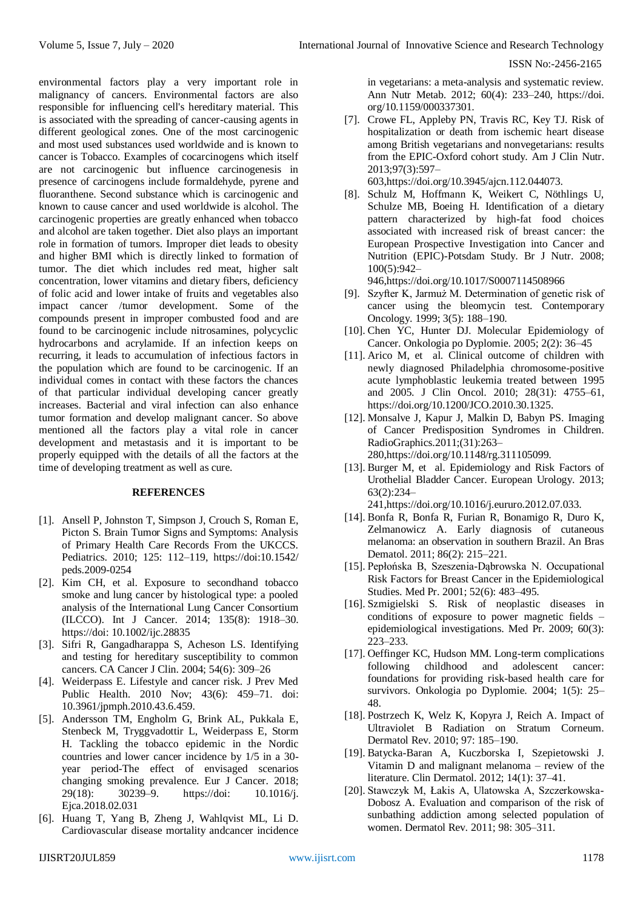environmental factors play a very important role in malignancy of cancers. Environmental factors are also responsible for influencing cell's hereditary material. This is associated with the spreading of cancer-causing agents in different geological zones. One of the most carcinogenic and most used substances used worldwide and is known to cancer is Tobacco. Examples of cocarcinogens which itself are not carcinogenic but influence carcinogenesis in presence of carcinogens include formaldehyde, pyrene and fluoranthene. Second substance which is carcinogenic and known to cause cancer and used worldwide is alcohol. The carcinogenic properties are greatly enhanced when tobacco and alcohol are taken together. Diet also plays an important role in formation of tumors. Improper diet leads to obesity and higher BMI which is directly linked to formation of tumor. The diet which includes red meat, higher salt concentration, lower vitamins and dietary fibers, deficiency of folic acid and lower intake of fruits and vegetables also impact cancer /tumor development. Some of the compounds present in improper combusted food and are found to be carcinogenic include nitrosamines, polycyclic hydrocarbons and acrylamide. If an infection keeps on recurring, it leads to accumulation of infectious factors in the population which are found to be carcinogenic. If an individual comes in contact with these factors the chances of that particular individual developing cancer greatly increases. Bacterial and viral infection can also enhance tumor formation and develop malignant cancer. So above mentioned all the factors play a vital role in cancer development and metastasis and it is important to be properly equipped with the details of all the factors at the time of developing treatment as well as cure.

## REFERENCES

- [1]. Ansell P, Johnston T, Simpson J, Crouch S, Roman E, Picton S. Brain Tumor Signs and Symptoms: Analysis of Primary Health Care Records From the UKCCS. Pediatrics. 2010; 125: 112–119, https://doi:10.1542/peds.2009-0254
- [2]. Kim CH, et al. Exposure to secondhand tobacco smoke and lung cancer by histological type: a pooled analysis of the International Lung Cancer Consortium (ILCCO). Int J Cancer. 2014; 135(8): 1918–30. https://doi: 10.1002/ijc.28835
- [3]. Sifri R, Gangadharappa S, Acheson LS. Identifying and testing for hereditary susceptibility to common cancers. CA Cancer J Clin. 2004; 54(6): 309–26
- [4]. Weiderpass E. Lifestyle and cancer risk. J Prev Med Public Health. 2010 Nov; 43(6): 459–71. doi: 10.3961/jpmph.2010.43.6.459.
- [5]. Andersson TM, Engholm G, Brink AL, Pukkala E, Stenbeck M, Tryggvadottir L, Weiderpass E, Storm H. Tackling the tobacco epidemic in the Nordic countries and lower cancer incidence by 1/5 in a 30-year period-The effect of envisaged scenarios changing smoking prevalence. Eur J Cancer. 2018; 29(18): 30239–9. https://doi: 10.1016/j.Ejca.2018.02.031
- [6]. Huang T, Yang B, Zheng J, Wahlqvist ML, Li D. Cardiovascular disease mortality andcancer incidence in vegetarians: a meta-analysis and systematic review. Ann Nutr Metab. 2012; 60(4): 233–240, https://doi.org/10.1159/000337301.
- [7]. Crowe FL, Appleby PN, Travis RC, Key TJ. Risk of hospitalization or death from ischemic heart disease among British vegetarians and nonvegetarians: results from the EPIC-Oxford cohort study. Am J Clin Nutr. 2013;97(3):597–603,https://doi.org/10.3945/ajcn.112.044073.
- [8]. Schulz M, Hoffmann K, Weikert C, Nöthlings U, Schulze MB, Boeing H. Identification of a dietary pattern characterized by high-fat food choices associated with increased risk of breast cancer: the European Prospective Investigation into Cancer and Nutrition (EPIC)-Potsdam Study. Br J Nutr. 2008; 100(5):942–946,https://doi.org/10.1017/S0007114508966
- [9]. Szyfter K, Jarmuż M. Determination of genetic risk of cancer using the bleomycin test. Contemporary Oncology. 1999; 3(5): 188–190.
- [10]. Chen YC, Hunter DJ. Molecular Epidemiology of Cancer. Onkologia po Dyplomie. 2005; 2(2): 36–45
- [11]. Arico M, et al. Clinical outcome of children with newly diagnosed Philadelphia chromosome-positive acute lymphoblastic leukemia treated between 1995 and 2005. J Clin Oncol. 2010; 28(31): 4755–61, https://doi.org/10.1200/JCO.2010.30.1325.
- [12]. Monsalve J, Kapur J, Malkin D, Babyn PS. Imaging of Cancer Predisposition Syndromes in Children. RadioGraphics.2011;(31):263–280,https://doi.org/10.1148/rg.311105099.
- [13]. Burger M, et al. Epidemiology and Risk Factors of Urothelial Bladder Cancer. European Urology. 2013; 63(2):234–241,https://doi.org/10.1016/j.eururo.2012.07.033.
- [14]. Bonfa R, Bonfa R, Furian R, Bonamigo R, Duro K, Zelmanowicz A. Early diagnosis of cutaneous melanoma: an observation in southern Brazil. An Bras Dematol. 2011; 86(2): 215–221.
- [15]. Pepłońska B, Szeszenia-Dąbrowska N. Occupational Risk Factors for Breast Cancer in the Epidemiological Studies. Med Pr. 2001; 52(6): 483–495.
- [16]. Szmigielski S. Risk of neoplastic diseases in conditions of exposure to power magnetic fields – epidemiological investigations. Med Pr. 2009; 60(3): 223–233.
- [17]. Oeffinger KC, Hudson MM. Long-term complications following childhood and adolescent cancer: foundations for providing risk-based health care for survivors. Onkologia po Dyplomie. 2004; 1(5): 25–48.
- [18]. Postrzech K, Welz K, Kopyra J, Reich A. Impact of Ultraviolet B Radiation on Stratum Corneum. Dermatol Rev. 2010; 97: 185–190.
- [19]. Batycka-Baran A, Kuczborska I, Szepietowski J. Vitamin D and malignant melanoma – review of the literature. Clin Dermatol. 2012; 14(1): 37–41.
- [20]. Stawczyk M, Łakis A, Ulatowska A, Szczerkowska-Dobosz A. Evaluation and comparison of the risk of sunbathing addiction among selected population of women. Dermatol Rev. 2011; 98: 305–311.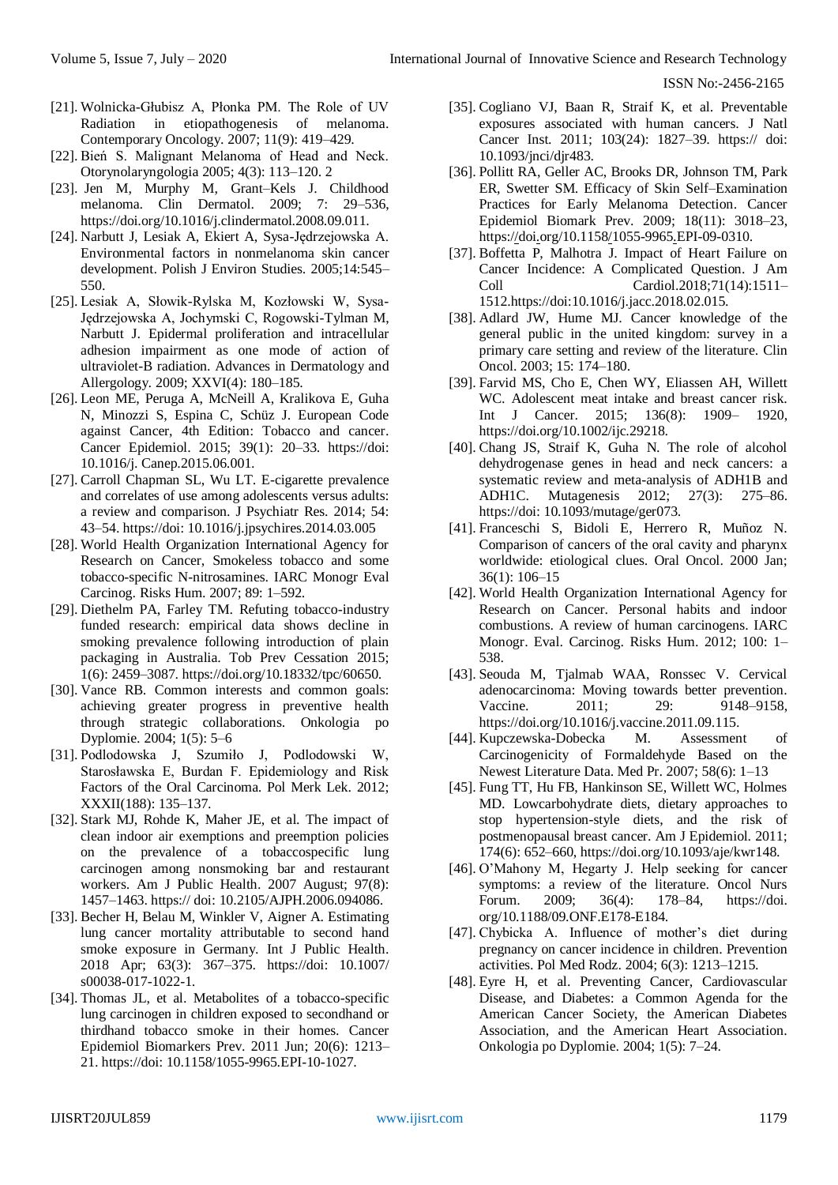[21]. Wolnicka-Głubisz A, Płonka PM. The Role of UV Radiation in etiopathogenesis of melanoma. Contemporary Oncology. 2007; 11(9): 419–429.

[22]. Bień S. Malignant Melanoma of Head and Neck. Otorynolaryngologia 2005; 4(3): 113–120. 2

[23]. Jen M, Murphy M, Grant–Kels J. Childhood melanoma. Clin Dermatol. 2009; 7: 29–536, https://doi.org/10.1016/j.clindermatol.2008.09.011.

[24]. Narbutt J, Lesiak A, Ekiert A, Sysa-Jędrzejowska A. Environmental factors in nonmelanoma skin cancer development. Polish J Environ Studies. 2005;14:545–550.

[25]. Lesiak A, Słowik-Rylska M, Kozłowski W, Sysa-Jędrzejowska A, Jochymski C, Rogowski-Tylman M, Narbutt J. Epidermal proliferation and intracellular adhesion impairment as one mode of action of ultraviolet-B radiation. Advances in Dermatology and Allergology. 2009; XXVI(4): 180–185.

[26]. Leon ME, Peruga A, McNeill A, Kralikova E, Guha N, Minozzi S, Espina C, Schüz J. European Code against Cancer, 4th Edition: Tobacco and cancer. Cancer Epidemiol. 2015; 39(1): 20–33. https://doi: 10.1016/j. Canep.2015.06.001.

[27]. Carroll Chapman SL, Wu LT. E-cigarette prevalence and correlates of use among adolescents versus adults: a review and comparison. J Psychiatr Res. 2014; 54: 43–54. https://doi: 10.1016/j.jpsychires.2014.03.005

[28]. World Health Organization International Agency for Research on Cancer, Smokeless tobacco and some tobacco-specific N-nitrosamines. IARC Monogr Eval Carcinog. Risks Hum. 2007; 89: 1–592.

[29]. Diethelm PA, Farley TM. Refuting tobacco-industry funded research: empirical data shows decline in smoking prevalence following introduction of plain packaging in Australia. Tob Prev Cessation 2015; 1(6): 2459–3087. https://doi.org/10.18332/tpc/60650.

[30]. Vance RB. Common interests and common goals: achieving greater progress in preventive health through strategic collaborations. Onkologia po Dyplomie. 2004; 1(5): 5–6

[31]. Podlodowska J, Szumiło J, Podlodowski W, Starosławska E, Burdan F. Epidemiology and Risk Factors of the Oral Carcinoma. Pol Merk Lek. 2012; XXXII(188): 135–137.

[32]. Stark MJ, Rohde K, Maher JE, et al. The impact of clean indoor air exemptions and preemption policies on the prevalence of a tobaccospecific lung carcinogen among nonsmoking bar and restaurant workers. Am J Public Health. 2007 August; 97(8): 1457–1463. https:// doi: 10.2105/AJPH.2006.094086.

[33]. Becher H, Belau M, Winkler V, Aigner A. Estimating lung cancer mortality attributable to second hand smoke exposure in Germany. Int J Public Health. 2018 Apr; 63(3): 367–375. https://doi: 10.1007/ s00038-017-1022-1.

[34]. Thomas JL, et al. Metabolites of a tobacco-specific lung carcinogen in children exposed to secondhand or thirdhand tobacco smoke in their homes. Cancer Epidemiol Biomarkers Prev. 2011 Jun; 20(6): 1213–21. https://doi: 10.1158/1055-9965.EPI-10-1027.

[35]. Cogliano VJ, Baan R, Straif K, et al. Preventable exposures associated with human cancers. J Natl Cancer Inst. 2011; 103(24): 1827–39. https:// doi: 10.1093/jnci/djr483.

[36]. Pollitt RA, Geller AC, Brooks DR, Johnson TM, Park ER, Swetter SM. Efficacy of Skin Self–Examination Practices for Early Melanoma Detection. Cancer Epidemiol Biomark Prev. 2009; 18(11): 3018–23, https://doi.org/10.1158/1055-9965.EPI-09-0310.

[37]. Boffetta P, Malhotra J. Impact of Heart Failure on Cancer Incidence: A Complicated Question. J Am Coll Cardiol.2018;71(14):1511–1512.https://doi:10.1016/j.jacc.2018.02.015.

[38]. Adlard JW, Hume MJ. Cancer knowledge of the general public in the united kingdom: survey in a primary care setting and review of the literature. Clin Oncol. 2003; 15: 174–180.

[39]. Farvid MS, Cho E, Chen WY, Eliassen AH, Willett WC. Adolescent meat intake and breast cancer risk. Int J Cancer. 2015; 136(8): 1909– 1920, https://doi.org/10.1002/ijc.29218.

[40]. Chang JS, Straif K, Guha N. The role of alcohol dehydrogenase genes in head and neck cancers: a systematic review and meta-analysis of ADH1B and ADH1C. Mutagenesis 2012; 27(3): 275–86. https://doi: 10.1093/mutage/ger073.

[41]. Franceschi S, Bidoli E, Herrero R, Muñoz N. Comparison of cancers of the oral cavity and pharynx worldwide: etiological clues. Oral Oncol. 2000 Jan; 36(1): 106–15

[42]. World Health Organization International Agency for Research on Cancer. Personal habits and indoor combustions. A review of human carcinogens. IARC Monogr. Eval. Carcinog. Risks Hum. 2012; 100: 1–538.

[43]. Seouda M, Tjalmab WAA, Ronssec V. Cervical adenocarcinoma: Moving towards better prevention. Vaccine. 2011; 29: 9148–9158, https://doi.org/10.1016/j.vaccine.2011.09.115.

[44]. Kupczewska-Dobecka M. Assessment of Carcinogenicity of Formaldehyde Based on the Newest Literature Data. Med Pr. 2007; 58(6): 1–13

[45]. Fung TT, Hu FB, Hankinson SE, Willett WC, Holmes MD. Lowcarbohydrate diets, dietary approaches to stop hypertension-style diets, and the risk of postmenopausal breast cancer. Am J Epidemiol. 2011; 174(6): 652–660, https://doi.org/10.1093/aje/kwr148.

[46]. O'Mahony M, Hegarty J. Help seeking for cancer symptoms: a review of the literature. Oncol Nurs Forum. 2009; 36(4): 178–84, https://doi. org/10.1188/09.ONF.E178-E184.

[47]. Chybicka A. Influence of mother's diet during pregnancy on cancer incidence in children. Prevention activities. Pol Med Rodz. 2004; 6(3): 1213–1215.

[48]. Eyre H, et al. Preventing Cancer, Cardiovascular Disease, and Diabetes: a Common Agenda for the American Cancer Society, the American Diabetes Association, and the American Heart Association. Onkologia po Dyplomie. 2004; 1(5): 7–24.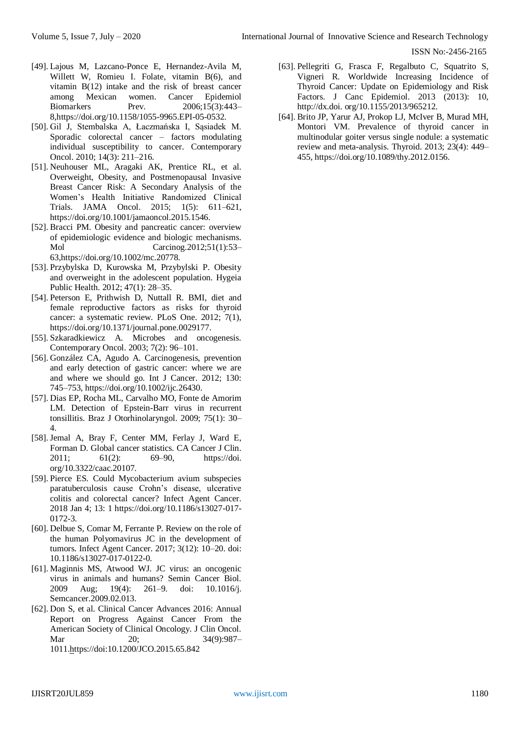[49]. Lajous M, Lazcano-Ponce E, Hernandez-Avila M, Willett W, Romieu I. Folate, vitamin B(6), and vitamin B(12) intake and the risk of breast cancer among Mexican women. Cancer Epidemiol Biomarkers Prev. 2006;15(3):443–8,https://doi.org/10.1158/1055-9965.EPI-05-0532.

[50]. Gil J, Stembalska A, Łaczmańska I, Sąsiadek M. Sporadic colorectal cancer – factors modulating individual susceptibility to cancer. Contemporary Oncol. 2010; 14(3): 211–216.

[51]. Neuhouser ML, Aragaki AK, Prentice RL, et al. Overweight, Obesity, and Postmenopausal Invasive Breast Cancer Risk: A Secondary Analysis of the Women's Health Initiative Randomized Clinical Trials. JAMA Oncol. 2015; 1(5): 611–621, https://doi.org/10.1001/jamaoncol.2015.1546.

[52]. Bracci PM. Obesity and pancreatic cancer: overview of epidemiologic evidence and biologic mechanisms. Mol Carcinog.2012;51(1):53–63,https://doi.org/10.1002/mc.20778.

[53]. Przybylska D, Kurowska M, Przybylski P. Obesity and overweight in the adolescent population. Hygeia Public Health. 2012; 47(1): 28–35.

[54]. Peterson E, Prithwish D, Nuttall R. BMI, diet and female reproductive factors as risks for thyroid cancer: a systematic review. PLoS One. 2012; 7(1), https://doi.org/10.1371/journal.pone.0029177.

[55]. Szkaradkiewicz A. Microbes and oncogenesis. Contemporary Oncol. 2003; 7(2): 96–101.

[56]. González CA, Agudo A. Carcinogenesis, prevention and early detection of gastric cancer: where we are and where we should go. Int J Cancer. 2012; 130: 745–753, https://doi.org/10.1002/ijc.26430.

[57]. Dias EP, Rocha ML, Carvalho MO, Fonte de Amorim LM. Detection of Epstein-Barr virus in recurrent tonsillitis. Braz J Otorhinolaryngol. 2009; 75(1): 30–4.

[58]. Jemal A, Bray F, Center MM, Ferlay J, Ward E, Forman D. Global cancer statistics. CA Cancer J Clin. 2011; 61(2): 69–90, https://doi.org/10.3322/caac.20107.

[59]. Pierce ES. Could Mycobacterium avium subspecies paratuberculosis cause Crohn's disease, ulcerative colitis and colorectal cancer? Infect Agent Cancer. 2018 Jan 4; 13: 1 https://doi.org/10.1186/s13027-017-0172-3.

[60]. Delbue S, Comar M, Ferrante P. Review on the role of the human Polyomavirus JC in the development of tumors. Infect Agent Cancer. 2017; 3(12): 10–20. doi: 10.1186/s13027-017-0122-0.

[61]. Maginnis MS, Atwood WJ. JC virus: an oncogenic virus in animals and humans? Semin Cancer Biol. 2009 Aug; 19(4): 261–9. doi: 10.1016/j. Semcancer.2009.02.013.

[62]. Don S, et al. Clinical Cancer Advances 2016: Annual Report on Progress Against Cancer From the American Society of Clinical Oncology. J Clin Oncol. Mar 20; 34(9):987–1011.https://doi:10.1200/JCO.2015.65.842

[63]. Pellegriti G, Frasca F, Regalbuto C, Squatrito S, Vigneri R. Worldwide Increasing Incidence of Thyroid Cancer: Update on Epidemiology and Risk Factors. J Canc Epidemiol. 2013 (2013): 10, http://dx.doi. org/10.1155/2013/965212.

[64]. Brito JP, Yarur AJ, Prokop LJ, McIver B, Murad MH, Montori VM. Prevalence of thyroid cancer in multinodular goiter versus single nodule: a systematic review and meta-analysis. Thyroid. 2013; 23(4): 449–455, https://doi.org/10.1089/thy.2012.0156.